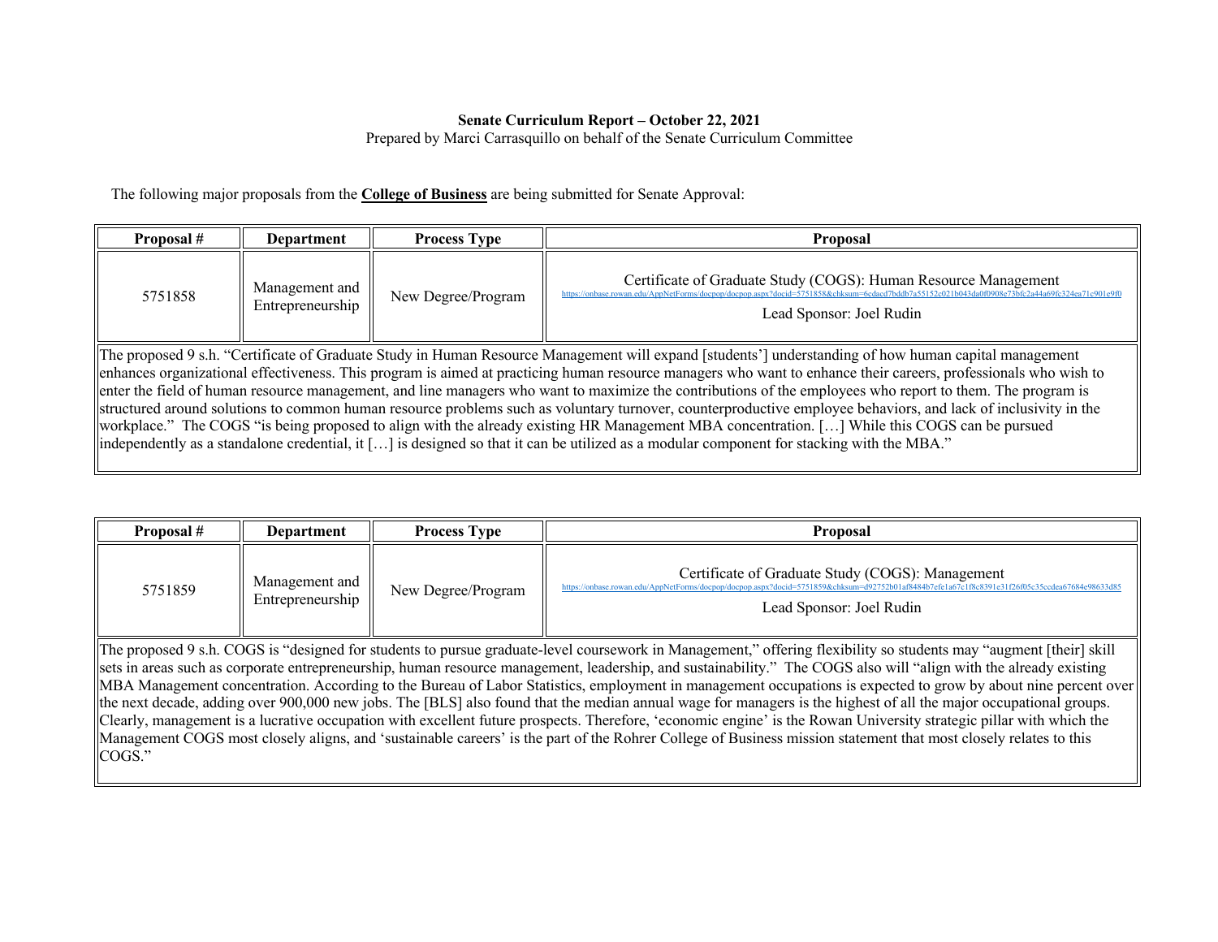**Senate Curriculum Report – October 22, 2021**

Prepared by Marci Carrasquillo on behalf of the Senate Curriculum Committee

The following major proposals from the **College of Business** are being submitted for Senate Approval:

| Proposal # | Department | Process Type | Proposal |
|---|---|---|---|
| 5751858 | Management and Entrepreneurship | New Degree/Program | Certificate of Graduate Study (COGS): Human Resource Management<br>https://onbase.rowan.edu/AppNetForms/docpop/docpop.aspx?docid=5751858&chksum=6cdacd7bddb7a55152c021b043da0f0908e73bfc2a44a69fc324ea71c901e9f0<br>Lead Sponsor: Joel Rudin |

The proposed 9 s.h. "Certificate of Graduate Study in Human Resource Management will expand [students'] understanding of how human capital management enhances organizational effectiveness. This program is aimed at practicing human resource managers who want to enhance their careers, professionals who wish to enter the field of human resource management, and line managers who want to maximize the contributions of the employees who report to them. The program is structured around solutions to common human resource problems such as voluntary turnover, counterproductive employee behaviors, and lack of inclusivity in the workplace." The COGS "is being proposed to align with the already existing HR Management MBA concentration. […] While this COGS can be pursued independently as a standalone credential, it […] is designed so that it can be utilized as a modular component for stacking with the MBA."

| Proposal # | Department | Process Type | Proposal |
|---|---|---|---|
| 5751859 | Management and Entrepreneurship | New Degree/Program | Certificate of Graduate Study (COGS): Management<br>https://onbase.rowan.edu/AppNetForms/docpop/docpop.aspx?docid=5751859&chksum=d92752b01af8484b7efe1a67c1f8c8391e31f26f05c35ecdea67684e98633d85<br>Lead Sponsor: Joel Rudin |

The proposed 9 s.h. COGS is "designed for students to pursue graduate-level coursework in Management," offering flexibility so students may "augment [their] skill sets in areas such as corporate entrepreneurship, human resource management, leadership, and sustainability." The COGS also will "align with the already existing MBA Management concentration. According to the Bureau of Labor Statistics, employment in management occupations is expected to grow by about nine percent over the next decade, adding over 900,000 new jobs. The [BLS] also found that the median annual wage for managers is the highest of all the major occupational groups. Clearly, management is a lucrative occupation with excellent future prospects. Therefore, 'economic engine' is the Rowan University strategic pillar with which the Management COGS most closely aligns, and 'sustainable careers' is the part of the Rohrer College of Business mission statement that most closely relates to this COGS."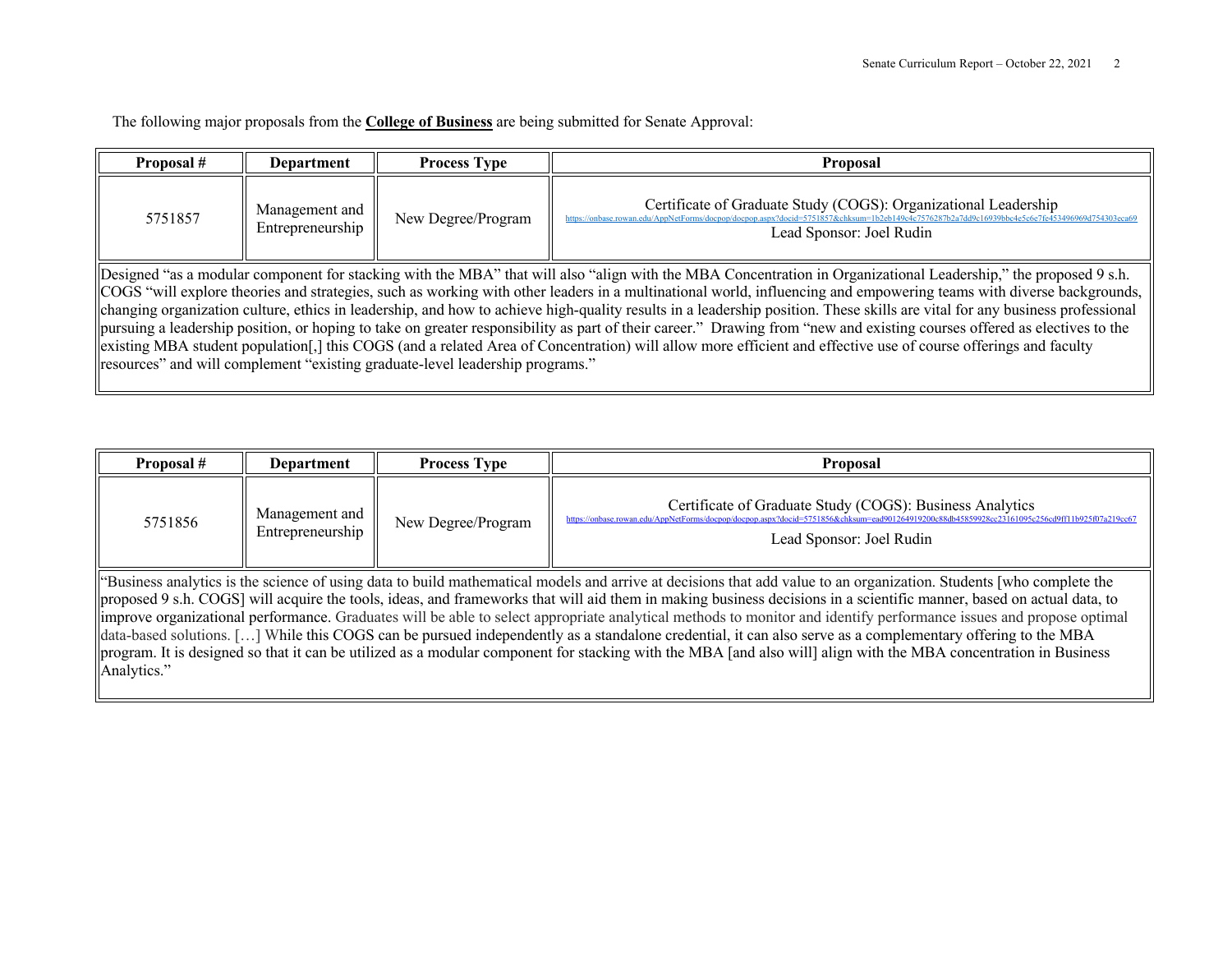The following major proposals from the **College of Business** are being submitted for Senate Approval:

| Proposal # | Department | Process Type | Proposal |
|---|---|---|---|
| 5751857 | Management and Entrepreneurship | New Degree/Program | Certificate of Graduate Study (COGS): Organizational Leadership https://onbase.rowan.edu/AppNetForms/docpop/docpop.aspx?docid=5751857&chksum=1b2eb149c4c7576287b2a7dd9c16939bbc4e5e6e7fe453496969d754303eca69 Lead Sponsor: Joel Rudin |

Designed "as a modular component for stacking with the MBA" that will also "align with the MBA Concentration in Organizational Leadership," the proposed 9 s.h. COGS "will explore theories and strategies, such as working with other leaders in a multinational world, influencing and empowering teams with diverse backgrounds, changing organization culture, ethics in leadership, and how to achieve high-quality results in a leadership position. These skills are vital for any business professional pursuing a leadership position, or hoping to take on greater responsibility as part of their career." Drawing from "new and existing courses offered as electives to the existing MBA student population[,] this COGS (and a related Area of Concentration) will allow more efficient and effective use of course offerings and faculty resources" and will complement "existing graduate-level leadership programs."

| Proposal # | Department | Process Type | Proposal |
|---|---|---|---|
| 5751856 | Management and Entrepreneurship | New Degree/Program | Certificate of Graduate Study (COGS): Business Analytics https://onbase.rowan.edu/AppNetForms/docpop/docpop.aspx?docid=5751856&chksum=ead901264919200c88db45859928cc23161095c256cd9ff11b925f07a219cc67 Lead Sponsor: Joel Rudin |

"Business analytics is the science of using data to build mathematical models and arrive at decisions that add value to an organization. Students [who complete the proposed 9 s.h. COGS] will acquire the tools, ideas, and frameworks that will aid them in making business decisions in a scientific manner, based on actual data, to improve organizational performance. Graduates will be able to select appropriate analytical methods to monitor and identify performance issues and propose optimal data-based solutions. […] While this COGS can be pursued independently as a standalone credential, it can also serve as a complementary offering to the MBA program. It is designed so that it can be utilized as a modular component for stacking with the MBA [and also will] align with the MBA concentration in Business Analytics."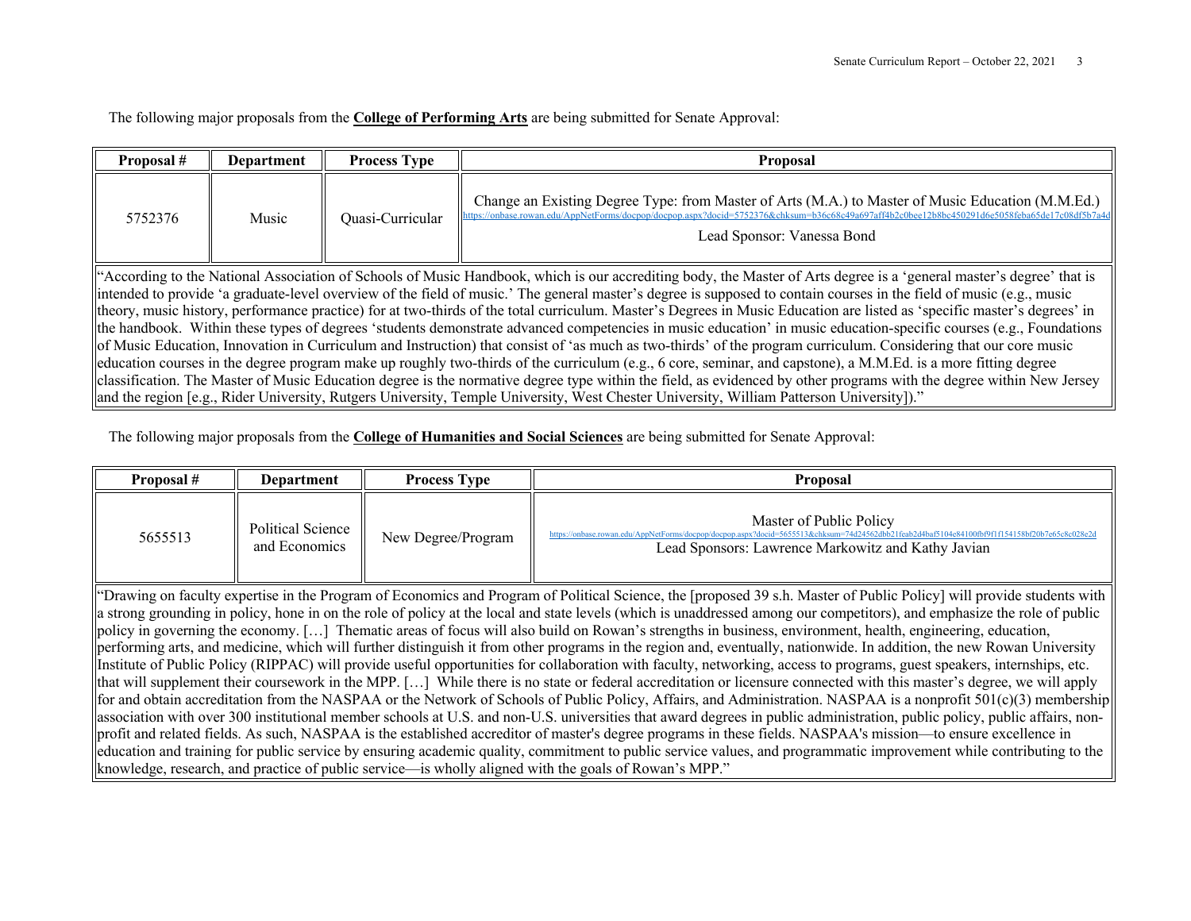The following major proposals from the **College of Performing Arts** are being submitted for Senate Approval:

| Proposal # | Department | Process Type | Proposal |
|---|---|---|---|
| 5752376 | Music | Quasi-Curricular | Change an Existing Degree Type: from Master of Arts (M.A.) to Master of Music Education (M.M.Ed.) https://onbase.rowan.edu/AppNetForms/docpop/docpop.aspx?docid=5752376&chksum=b36c68c49a697aff4b2c0bee12b8bc450291d6e5058feba65de17c08df5b7a4d Lead Sponsor: Vanessa Bond |
| "According to the National Association of Schools of Music Handbook, which is our accrediting body, the Master of Arts degree is a 'general master's degree' that is intended to provide 'a graduate-level overview of the field of music.' The general master's degree is supposed to contain courses in the field of music (e.g., music theory, music history, performance practice) for at two-thirds of the total curriculum. Master's Degrees in Music Education are listed as 'specific master's degrees' in the handbook. Within these types of degrees 'students demonstrate advanced competencies in music education' in music education-specific courses (e.g., Foundations of Music Education, Innovation in Curriculum and Instruction) that consist of 'as much as two-thirds' of the program curriculum. Considering that our core music education courses in the degree program make up roughly two-thirds of the curriculum (e.g., 6 core, seminar, and capstone), a M.M.Ed. is a more fitting degree classification. The Master of Music Education degree is the normative degree type within the field, as evidenced by other programs with the degree within New Jersey and the region [e.g., Rider University, Rutgers University, Temple University, West Chester University, William Patterson University])." | | | |

The following major proposals from the **College of Humanities and Social Sciences** are being submitted for Senate Approval:

| Proposal # | Department | Process Type | Proposal |
|---|---|---|---|
| 5655513 | Political Science and Economics | New Degree/Program | Master of Public Policy https://onbase.rowan.edu/AppNetForms/docpop/docpop.aspx?docid=5655513&chksum=74d24562dbb21feab2d4baf5104e84100fbf9f1f154158bf20b7e65c8c028e2d Lead Sponsors: Lawrence Markowitz and Kathy Javian |
| "Drawing on faculty expertise in the Program of Economics and Program of Political Science, the [proposed 39 s.h. Master of Public Policy] will provide students with a strong grounding in policy, hone in on the role of policy at the local and state levels (which is unaddressed among our competitors), and emphasize the role of public policy in governing the economy. […] Thematic areas of focus will also build on Rowan's strengths in business, environment, health, engineering, education, performing arts, and medicine, which will further distinguish it from other programs in the region and, eventually, nationwide. In addition, the new Rowan University Institute of Public Policy (RIPPAC) will provide useful opportunities for collaboration with faculty, networking, access to programs, guest speakers, internships, etc. that will supplement their coursework in the MPP. […] While there is no state or federal accreditation or licensure connected with this master's degree, we will apply for and obtain accreditation from the NASPAA or the Network of Schools of Public Policy, Affairs, and Administration. NASPAA is a nonprofit 501(c)(3) membership association with over 300 institutional member schools at U.S. and non-U.S. universities that award degrees in public administration, public policy, public affairs, non-profit and related fields. As such, NASPAA is the established accreditor of master's degree programs in these fields. NASPAA's mission—to ensure excellence in education and training for public service by ensuring academic quality, commitment to public service values, and programmatic improvement while contributing to the knowledge, research, and practice of public service—is wholly aligned with the goals of Rowan's MPP." | | | |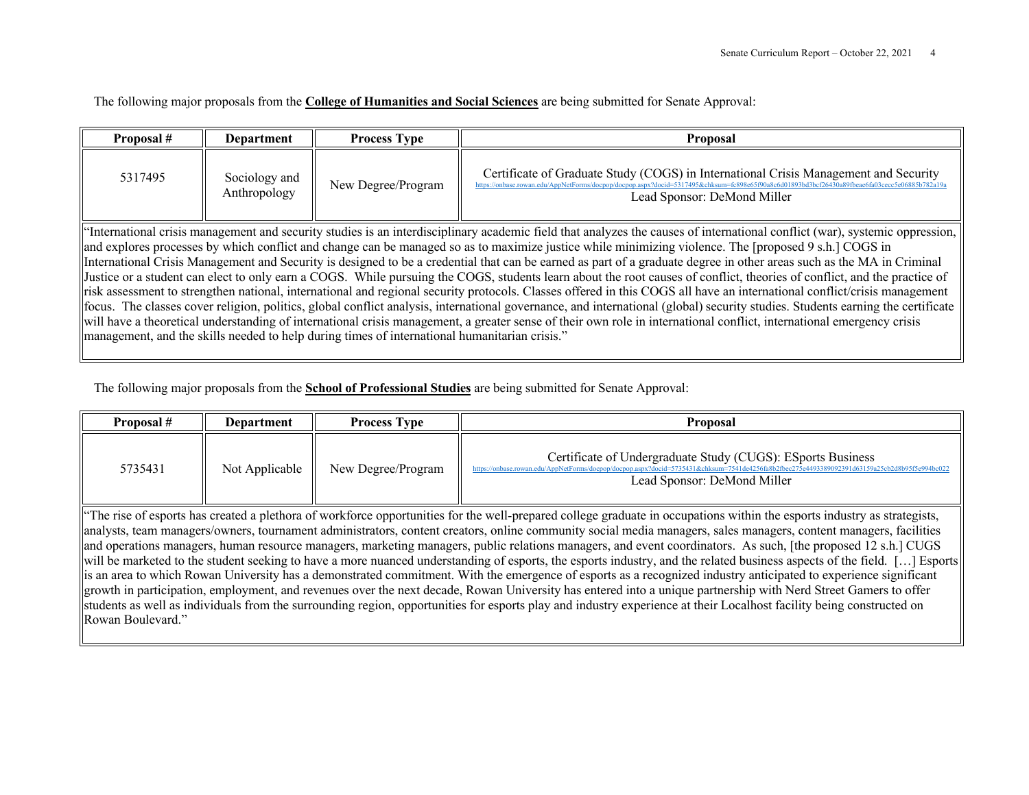The following major proposals from the **College of Humanities and Social Sciences** are being submitted for Senate Approval:

| Proposal # | Department | Process Type | Proposal |
|---|---|---|---|
| 5317495 | Sociology and Anthropology | New Degree/Program | Certificate of Graduate Study (COGS) in International Crisis Management and Security<br>https://onbase.rowan.edu/AppNetForms/docpop/docpop.aspx?docid=5317495&chksum=fc898e65f90a8c6d01893bd3bcf26430a89fbeae6fa03cecc5e06885b782a19a<br>Lead Sponsor: DeMond Miller |

"International crisis management and security studies is an interdisciplinary academic field that analyzes the causes of international conflict (war), systemic oppression, and explores processes by which conflict and change can be managed so as to maximize justice while minimizing violence. The [proposed 9 s.h.] COGS in International Crisis Management and Security is designed to be a credential that can be earned as part of a graduate degree in other areas such as the MA in Criminal Justice or a student can elect to only earn a COGS. While pursuing the COGS, students learn about the root causes of conflict, theories of conflict, and the practice of risk assessment to strengthen national, international and regional security protocols. Classes offered in this COGS all have an international conflict/crisis management focus. The classes cover religion, politics, global conflict analysis, international governance, and international (global) security studies. Students earning the certificate will have a theoretical understanding of international crisis management, a greater sense of their own role in international conflict, international emergency crisis management, and the skills needed to help during times of international humanitarian crisis."

The following major proposals from the **School of Professional Studies** are being submitted for Senate Approval:

| Proposal # | Department | Process Type | Proposal |
|---|---|---|---|
| 5735431 | Not Applicable | New Degree/Program | Certificate of Undergraduate Study (CUGS): ESports Business<br>https://onbase.rowan.edu/AppNetForms/docpop/docpop.aspx?docid=5735431&chksum=7541de4256fa8b2fbec275e4493389092391d63159a25cb2d8b95f5e994bc022<br>Lead Sponsor: DeMond Miller |

"The rise of esports has created a plethora of workforce opportunities for the well-prepared college graduate in occupations within the esports industry as strategists, analysts, team managers/owners, tournament administrators, content creators, online community social media managers, sales managers, content managers, facilities and operations managers, human resource managers, marketing managers, public relations managers, and event coordinators. As such, [the proposed 12 s.h.] CUGS will be marketed to the student seeking to have a more nuanced understanding of esports, the esports industry, and the related business aspects of the field. […] Esports is an area to which Rowan University has a demonstrated commitment. With the emergence of esports as a recognized industry anticipated to experience significant growth in participation, employment, and revenues over the next decade, Rowan University has entered into a unique partnership with Nerd Street Gamers to offer students as well as individuals from the surrounding region, opportunities for esports play and industry experience at their Localhost facility being constructed on Rowan Boulevard."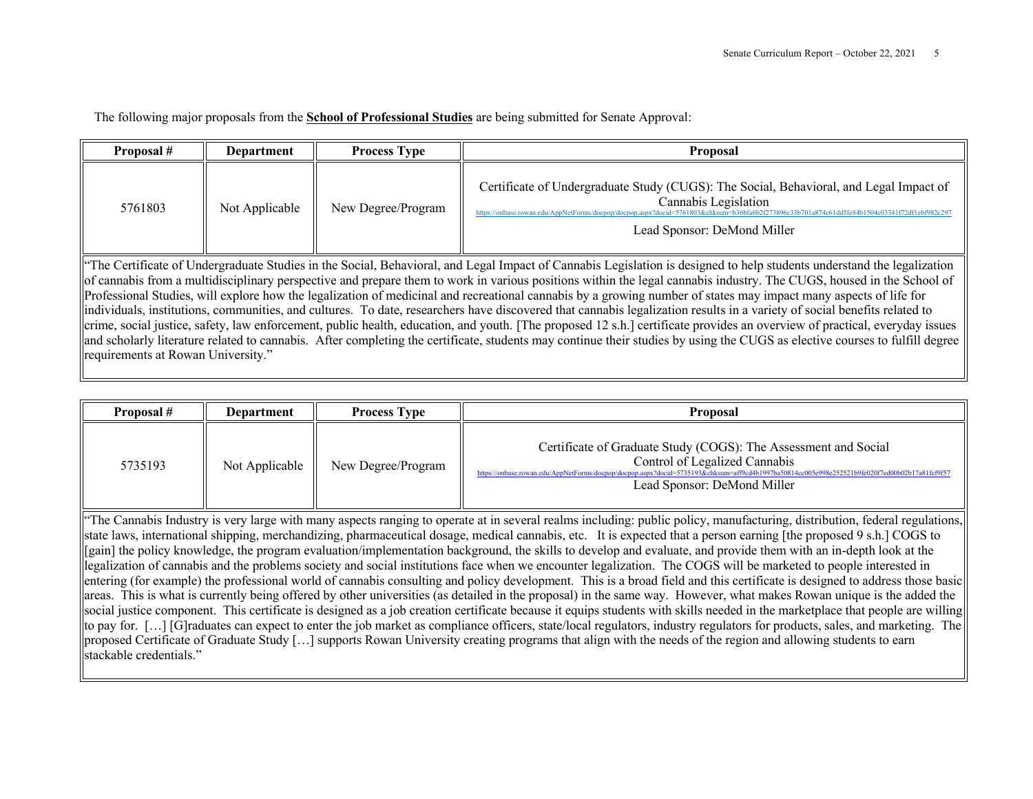The following major proposals from the **School of Professional Studies** are being submitted for Senate Approval:

| Proposal # | Department | Process Type | Proposal |
| --- | --- | --- | --- |
| 5761803 | Not Applicable | New Degree/Program | Certificate of Undergraduate Study (CUGS): The Social, Behavioral, and Legal Impact of Cannabis Legislation https://onbase.rowan.edu/AppNetForms/docpop/docpop.aspx?docid=5761803&chksum=b36bfa6b2f273896c33b701a874c61dd5fe84b1504c03341f72df1ebf982c297 Lead Sponsor: DeMond Miller |

"The Certificate of Undergraduate Studies in the Social, Behavioral, and Legal Impact of Cannabis Legislation is designed to help students understand the legalization of cannabis from a multidisciplinary perspective and prepare them to work in various positions within the legal cannabis industry. The CUGS, housed in the School of Professional Studies, will explore how the legalization of medicinal and recreational cannabis by a growing number of states may impact many aspects of life for individuals, institutions, communities, and cultures. To date, researchers have discovered that cannabis legalization results in a variety of social benefits related to crime, social justice, safety, law enforcement, public health, education, and youth. [The proposed 12 s.h.] certificate provides an overview of practical, everyday issues and scholarly literature related to cannabis. After completing the certificate, students may continue their studies by using the CUGS as elective courses to fulfill degree requirements at Rowan University."

| Proposal # | Department | Process Type | Proposal |
| --- | --- | --- | --- |
| 5735193 | Not Applicable | New Degree/Program | Certificate of Graduate Study (COGS): The Assessment and Social Control of Legalized Cannabis https://onbase.rowan.edu/AppNetForms/docpop/docpop.aspx?docid=5735193&chksum=aff9cd4b1997ba50814cc005e998e252521b9fe020f7ed00b02b17a81fcf9f57 Lead Sponsor: DeMond Miller |

"The Cannabis Industry is very large with many aspects ranging to operate at in several realms including: public policy, manufacturing, distribution, federal regulations, state laws, international shipping, merchandizing, pharmaceutical dosage, medical cannabis, etc. It is expected that a person earning [the proposed 9 s.h.] COGS to [gain] the policy knowledge, the program evaluation/implementation background, the skills to develop and evaluate, and provide them with an in-depth look at the legalization of cannabis and the problems society and social institutions face when we encounter legalization. The COGS will be marketed to people interested in entering (for example) the professional world of cannabis consulting and policy development. This is a broad field and this certificate is designed to address those basic areas. This is what is currently being offered by other universities (as detailed in the proposal) in the same way. However, what makes Rowan unique is the added the social justice component. This certificate is designed as a job creation certificate because it equips students with skills needed in the marketplace that people are willing to pay for. […] [G]raduates can expect to enter the job market as compliance officers, state/local regulators, industry regulators for products, sales, and marketing. The proposed Certificate of Graduate Study […] supports Rowan University creating programs that align with the needs of the region and allowing students to earn stackable credentials."